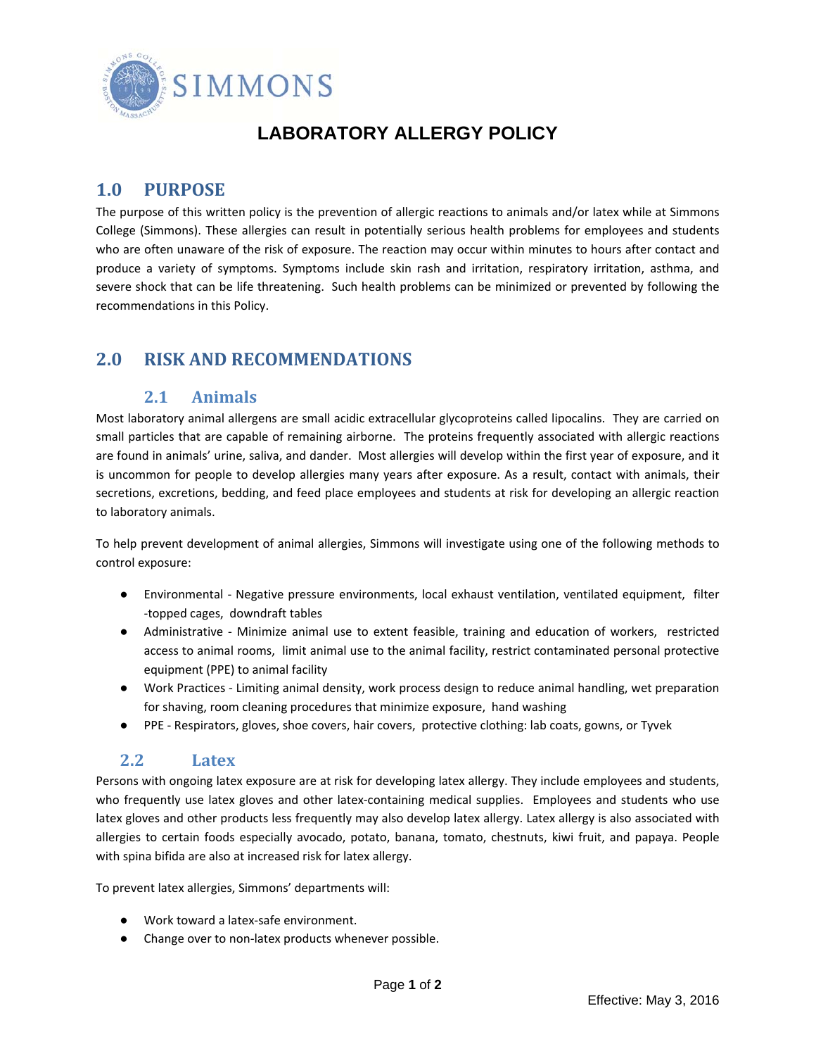# LABORATORY ALLERGY POLICY

## 1.0 PURPOSE

The purpose of this written policy is the prevention of allergic reactions to animals and/or latex while at Simmons College (Simmons). These allergies can result in potentially serious health problems for employees and students who are often unaware of the risk of exposure. The reaction may occur within minutes to hours after contact and produce a variety of symptoms. Symptoms include skin rash and irritation, respiratory irritation, asthma, and severe shock that can be life threatening. Such health problems can be minimized or prevented by following the recommendations in this Policy.

## 2.0 RISK AND RECOMMENDATIONS

### 2.1 Animals

Most laboratory animal allergens are small acidic extracellular glycoproteins called lipocalins. They are carried on small particles that are capable of remaining airborne. The proteins frequently associated with allergic reactions are found in animals' urine, saliva, and dander. Most allergies will develop within the first year of exposure, and it is uncommon for people to develop allergies many years after exposure. As a result, contact with animals, their secretions, excretions, bedding, and feed place employees and students at risk for developing an allergic reaction to laboratory animals.

To help prevent development of animal allergies, Simmons will investigate using one of the following methods to control exposure:

- Environmental - Negative pressure environments, local exhaust ventilation, ventilated equipment, filter -topped cages, downdraft tables
- Administrative - Minimize animal use to extent feasible, training and education of workers, restricted access to animal rooms, limit animal use to the animal facility, restrict contaminated personal protective equipment (PPE) to animal facility
- Work Practices - Limiting animal density, work process design to reduce animal handling, wet preparation for shaving, room cleaning procedures that minimize exposure, hand washing
- PPE - Respirators, gloves, shoe covers, hair covers, protective clothing: lab coats, gowns, or Tyvek

### 2.2 Latex

Persons with ongoing latex exposure are at risk for developing latex allergy. They include employees and students, who frequently use latex gloves and other latex-containing medical supplies. Employees and students who use latex gloves and other products less frequently may also develop latex allergy. Latex allergy is also associated with allergies to certain foods especially avocado, potato, banana, tomato, chestnuts, kiwi fruit, and papaya. People with spina bifida are also at increased risk for latex allergy.

To prevent latex allergies, Simmons' departments will:

- Work toward a latex-safe environment.
- Change over to non-latex products whenever possible.

Effective: May 3, 2016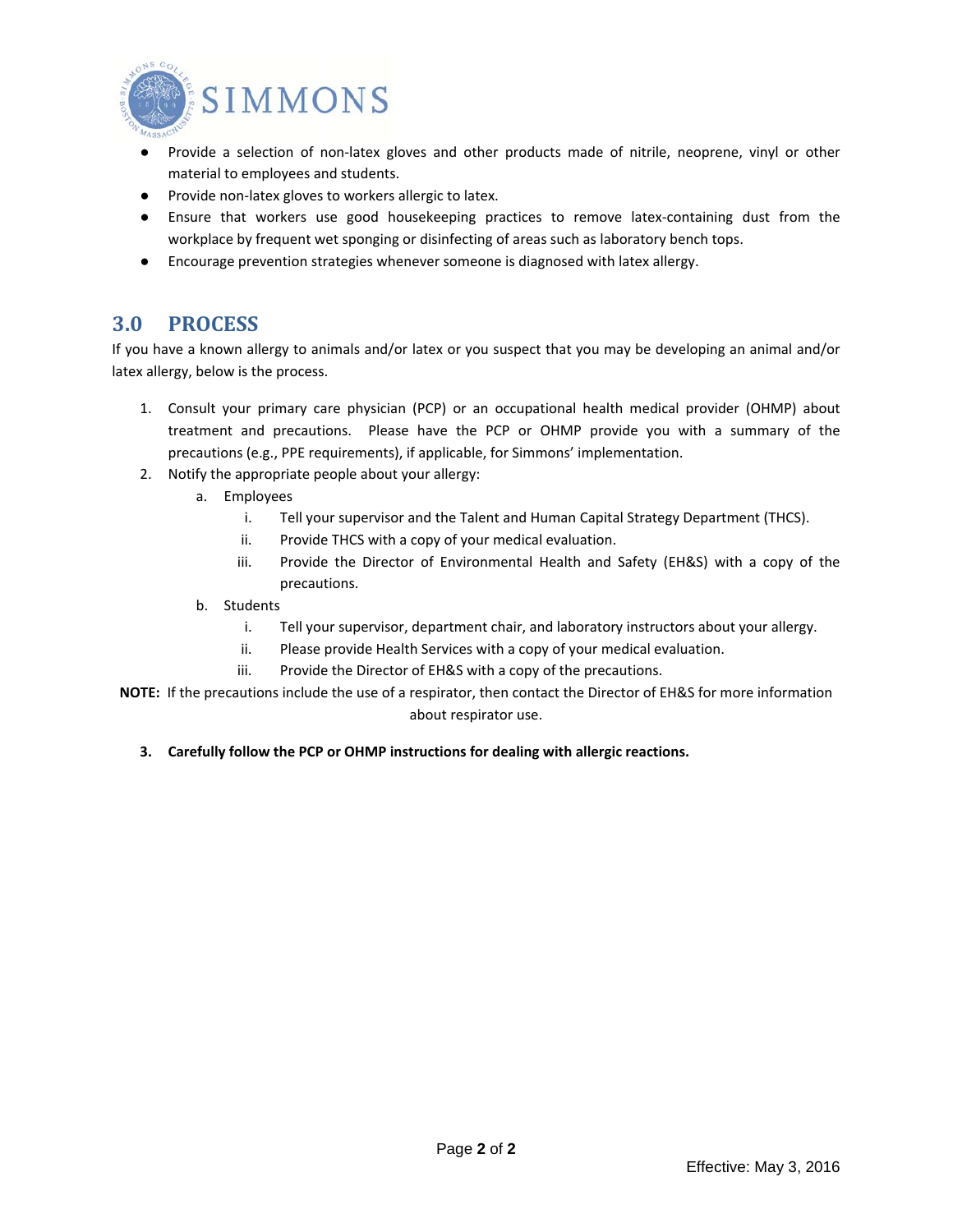- Provide a selection of non-latex gloves and other products made of nitrile, neoprene, vinyl or other material to employees and students.
- Provide non-latex gloves to workers allergic to latex.
- Ensure that workers use good housekeeping practices to remove latex-containing dust from the workplace by frequent wet sponging or disinfecting of areas such as laboratory bench tops.
- Encourage prevention strategies whenever someone is diagnosed with latex allergy.

## 3.0 PROCESS

If you have a known allergy to animals and/or latex or you suspect that you may be developing an animal and/or latex allergy, below is the process.

1. Consult your primary care physician (PCP) or an occupational health medical provider (OHMP) about treatment and precautions. Please have the PCP or OHMP provide you with a summary of the precautions (e.g., PPE requirements), if applicable, for Simmons' implementation.
2. Notify the appropriate people about your allergy:
   a. Employees
      i. Tell your supervisor and the Talent and Human Capital Strategy Department (THCS).
      ii. Provide THCS with a copy of your medical evaluation.
      iii. Provide the Director of Environmental Health and Safety (EH&S) with a copy of the precautions.
   
   b. Students
      i. Tell your supervisor, department chair, and laboratory instructors about your allergy.
      ii. Please provide Health Services with a copy of your medical evaluation.
      iii. Provide the Director of EH&S with a copy of the precautions.

**NOTE:** If the precautions include the use of a respirator, then contact the Director of EH&S for more information about respirator use.

3. **Carefully follow the PCP or OHMP instructions for dealing with allergic reactions.**

Effective: May 3, 2016